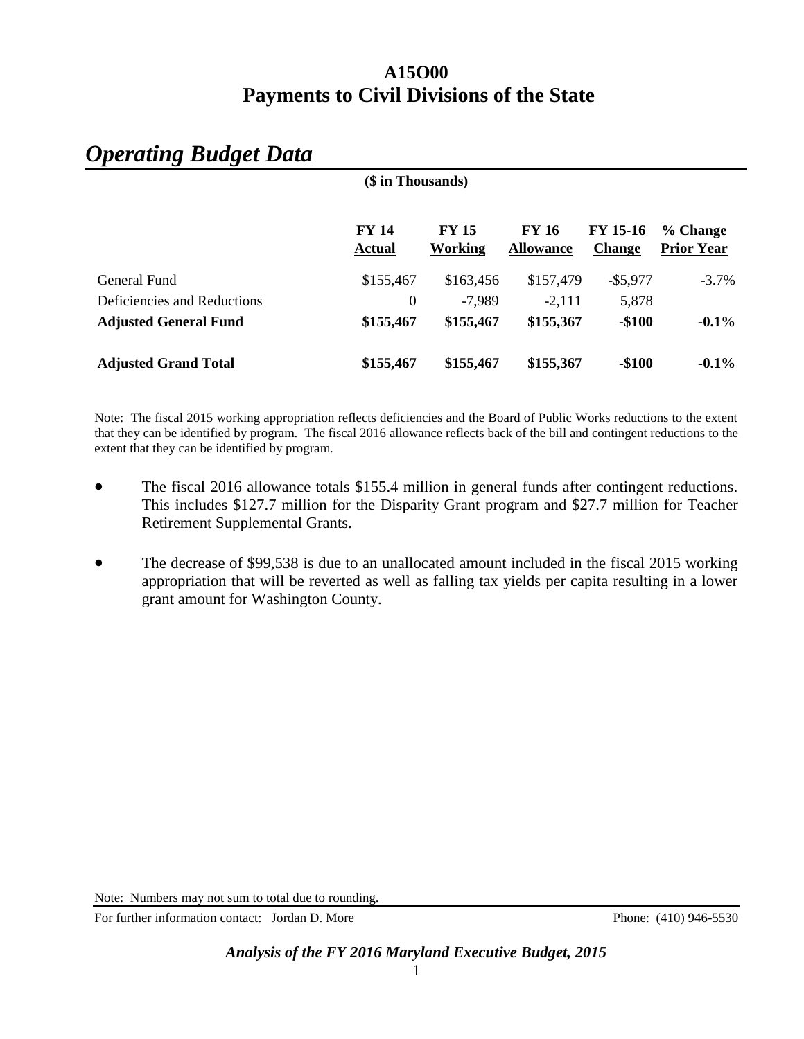# A15O00
# Payments to Civil Divisions of the State

## *Operating Budget Data*

**($ in Thousands)**

| | FY 14 Actual | FY 15 Working | FY 16 Allowance | FY 15-16 Change | % Change Prior Year |
|---|---|---|---|---|---|
| General Fund | $155,467 | $163,456 | $157,479 | -$5,977 | -3.7% |
| Deficiencies and Reductions | 0 | -7,989 | -2,111 | 5,878 | |
| **Adjusted General Fund** | **$155,467** | **$155,467** | **$155,367** | **-$100** | **-0.1%** |
| **Adjusted Grand Total** | **$155,467** | **$155,467** | **$155,367** | **-$100** | **-0.1%** |

Note: The fiscal 2015 working appropriation reflects deficiencies and the Board of Public Works reductions to the extent that they can be identified by program. The fiscal 2016 allowance reflects back of the bill and contingent reductions to the extent that they can be identified by program.

- The fiscal 2016 allowance totals $155.4 million in general funds after contingent reductions. This includes $127.7 million for the Disparity Grant program and $27.7 million for Teacher Retirement Supplemental Grants.
- The decrease of $99,538 is due to an unallocated amount included in the fiscal 2015 working appropriation that will be reverted as well as falling tax yields per capita resulting in a lower grant amount for Washington County.

Note: Numbers may not sum to total due to rounding.

For further information contact: Jordan D. More Phone: (410) 946-5530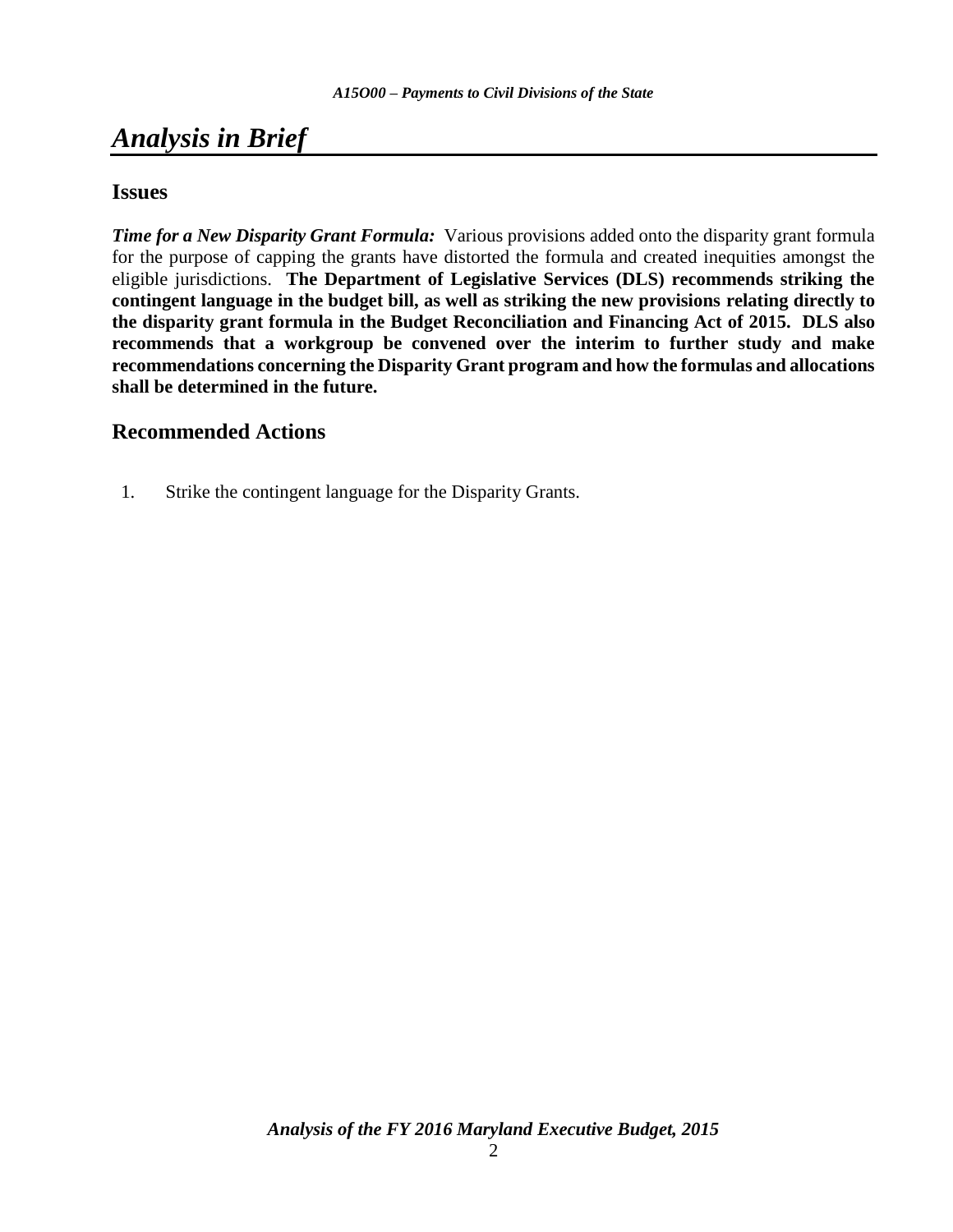# *Analysis in Brief*

## Issues

***Time for a New Disparity Grant Formula:*** Various provisions added onto the disparity grant formula for the purpose of capping the grants have distorted the formula and created inequities amongst the eligible jurisdictions. **The Department of Legislative Services (DLS) recommends striking the contingent language in the budget bill, as well as striking the new provisions relating directly to the disparity grant formula in the Budget Reconciliation and Financing Act of 2015. DLS also recommends that a workgroup be convened over the interim to further study and make recommendations concerning the Disparity Grant program and how the formulas and allocations shall be determined in the future.**

## Recommended Actions

1. Strike the contingent language for the Disparity Grants.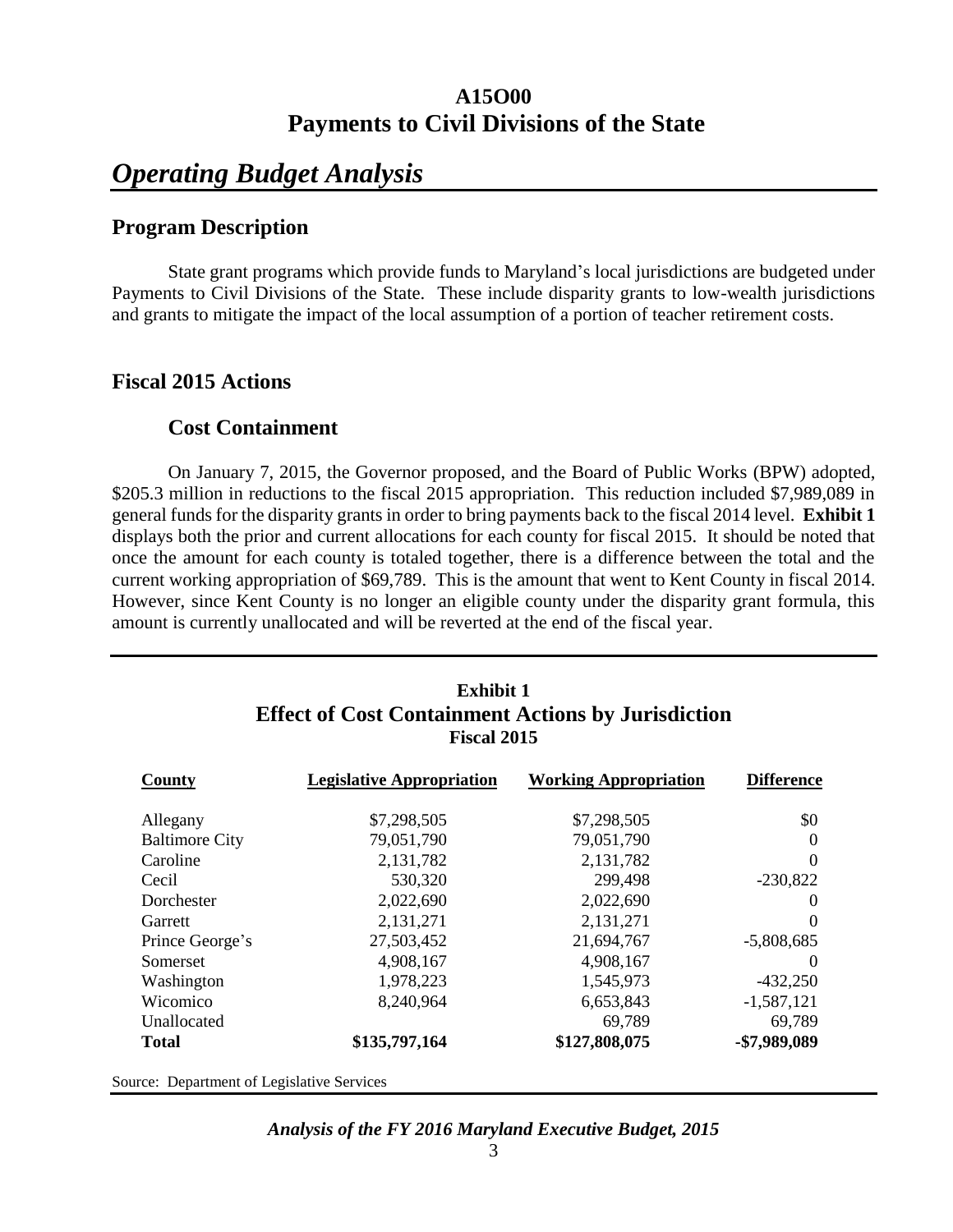# A15O00
# Payments to Civil Divisions of the State

## *Operating Budget Analysis*

### Program Description

State grant programs which provide funds to Maryland's local jurisdictions are budgeted under Payments to Civil Divisions of the State. These include disparity grants to low-wealth jurisdictions and grants to mitigate the impact of the local assumption of a portion of teacher retirement costs.

### Fiscal 2015 Actions

#### Cost Containment

On January 7, 2015, the Governor proposed, and the Board of Public Works (BPW) adopted, \$205.3 million in reductions to the fiscal 2015 appropriation. This reduction included \$7,989,089 in general funds for the disparity grants in order to bring payments back to the fiscal 2014 level. **Exhibit 1** displays both the prior and current allocations for each county for fiscal 2015. It should be noted that once the amount for each county is totaled together, there is a difference between the total and the current working appropriation of \$69,789. This is the amount that went to Kent County in fiscal 2014. However, since Kent County is no longer an eligible county under the disparity grant formula, this amount is currently unallocated and will be reverted at the end of the fiscal year.

**Exhibit 1**
**Effect of Cost Containment Actions by Jurisdiction**
**Fiscal 2015**

| County | Legislative Appropriation | Working Appropriation | Difference |
|---|---|---|---|
| Allegany | \$7,298,505 | \$7,298,505 | \$0 |
| Baltimore City | 79,051,790 | 79,051,790 | 0 |
| Caroline | 2,131,782 | 2,131,782 | 0 |
| Cecil | 530,320 | 299,498 | -230,822 |
| Dorchester | 2,022,690 | 2,022,690 | 0 |
| Garrett | 2,131,271 | 2,131,271 | 0 |
| Prince George's | 27,503,452 | 21,694,767 | -5,808,685 |
| Somerset | 4,908,167 | 4,908,167 | 0 |
| Washington | 1,978,223 | 1,545,973 | -432,250 |
| Wicomico | 8,240,964 | 6,653,843 | -1,587,121 |
| Unallocated | | 69,789 | 69,789 |
| **Total** | **\$135,797,164** | **\$127,808,075** | **-\$7,989,089** |

Source: Department of Legislative Services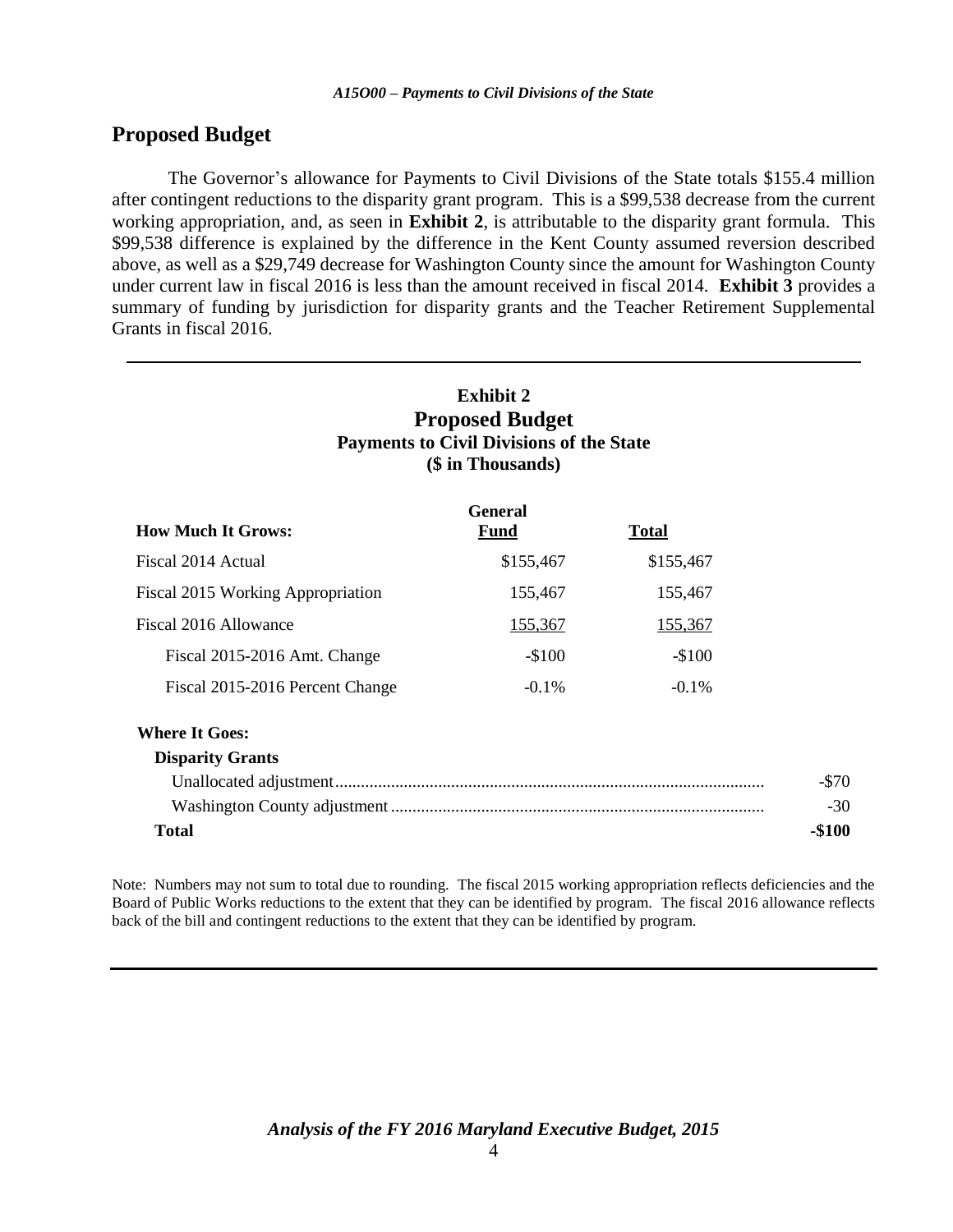## Proposed Budget

The Governor's allowance for Payments to Civil Divisions of the State totals $155.4 million after contingent reductions to the disparity grant program. This is a $99,538 decrease from the current working appropriation, and, as seen in **Exhibit 2**, is attributable to the disparity grant formula. This $99,538 difference is explained by the difference in the Kent County assumed reversion described above, as well as a $29,749 decrease for Washington County since the amount for Washington County under current law in fiscal 2016 is less than the amount received in fiscal 2014. **Exhibit 3** provides a summary of funding by jurisdiction for disparity grants and the Teacher Retirement Supplemental Grants in fiscal 2016.

**Exhibit 2**
**Proposed Budget**
**Payments to Civil Divisions of the State**
**($ in Thousands)**

| How Much It Grows: | General Fund | Total |
|---|---|---|
| Fiscal 2014 Actual | $155,467 | $155,467 |
| Fiscal 2015 Working Appropriation | 155,467 | 155,467 |
| Fiscal 2016 Allowance | 155,367 | 155,367 |
| Fiscal 2015-2016 Amt. Change | -$100 | -$100 |
| Fiscal 2015-2016 Percent Change | -0.1% | -0.1% |

| Where It Goes: | |
|---|---|
| **Disparity Grants** | |
| Unallocated adjustment | -$70 |
| Washington County adjustment | -30 |
| **Total** | **-$100** |

Note: Numbers may not sum to total due to rounding. The fiscal 2015 working appropriation reflects deficiencies and the Board of Public Works reductions to the extent that they can be identified by program. The fiscal 2016 allowance reflects back of the bill and contingent reductions to the extent that they can be identified by program.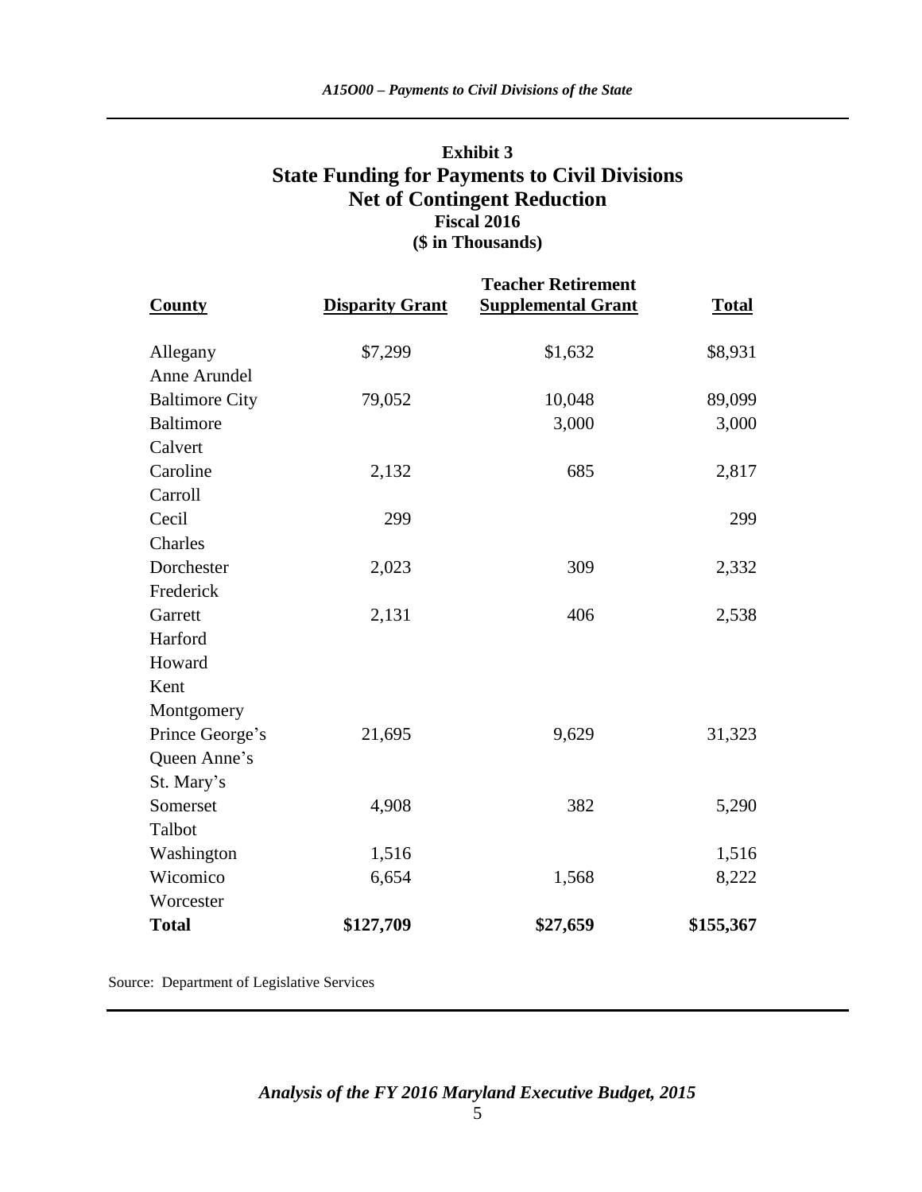## Exhibit 3
## State Funding for Payments to Civil Divisions
## Net of Contingent Reduction
### Fiscal 2016
### ($ in Thousands)

| County | Disparity Grant | Teacher Retirement Supplemental Grant | Total |
|---|---|---|---|
| Allegany | $7,299 | $1,632 | $8,931 |
| Anne Arundel | | | |
| Baltimore City | 79,052 | 10,048 | 89,099 |
| Baltimore | | 3,000 | 3,000 |
| Calvert | | | |
| Caroline | 2,132 | 685 | 2,817 |
| Carroll | | | |
| Cecil | 299 | | 299 |
| Charles | | | |
| Dorchester | 2,023 | 309 | 2,332 |
| Frederick | | | |
| Garrett | 2,131 | 406 | 2,538 |
| Harford | | | |
| Howard | | | |
| Kent | | | |
| Montgomery | | | |
| Prince George's | 21,695 | 9,629 | 31,323 |
| Queen Anne's | | | |
| St. Mary's | | | |
| Somerset | 4,908 | 382 | 5,290 |
| Talbot | | | |
| Washington | 1,516 | | 1,516 |
| Wicomico | 6,654 | 1,568 | 8,222 |
| Worcester | | | |
| **Total** | **$127,709** | **$27,659** | **$155,367** |

Source: Department of Legislative Services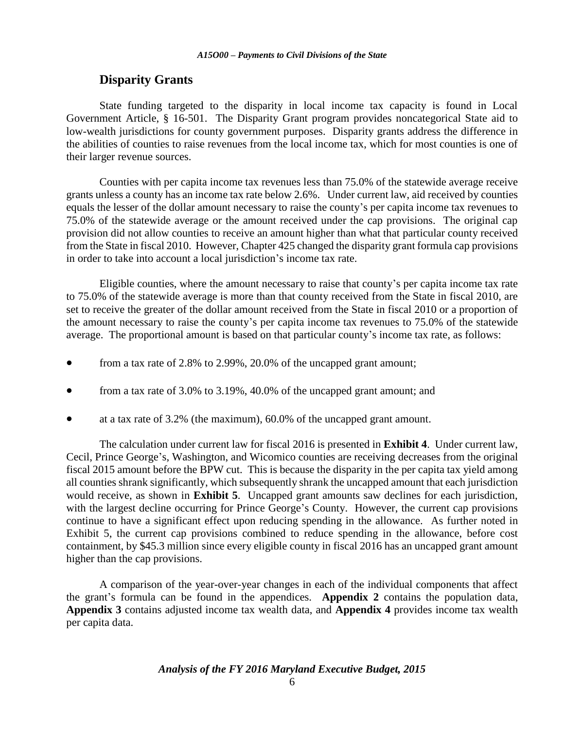## Disparity Grants

State funding targeted to the disparity in local income tax capacity is found in Local Government Article, § 16-501. The Disparity Grant program provides noncategorical State aid to low-wealth jurisdictions for county government purposes. Disparity grants address the difference in the abilities of counties to raise revenues from the local income tax, which for most counties is one of their larger revenue sources.

Counties with per capita income tax revenues less than 75.0% of the statewide average receive grants unless a county has an income tax rate below 2.6%. Under current law, aid received by counties equals the lesser of the dollar amount necessary to raise the county's per capita income tax revenues to 75.0% of the statewide average or the amount received under the cap provisions. The original cap provision did not allow counties to receive an amount higher than what that particular county received from the State in fiscal 2010. However, Chapter 425 changed the disparity grant formula cap provisions in order to take into account a local jurisdiction's income tax rate.

Eligible counties, where the amount necessary to raise that county's per capita income tax rate to 75.0% of the statewide average is more than that county received from the State in fiscal 2010, are set to receive the greater of the dollar amount received from the State in fiscal 2010 or a proportion of the amount necessary to raise the county's per capita income tax revenues to 75.0% of the statewide average. The proportional amount is based on that particular county's income tax rate, as follows:

- from a tax rate of 2.8% to 2.99%, 20.0% of the uncapped grant amount;
- from a tax rate of 3.0% to 3.19%, 40.0% of the uncapped grant amount; and
- at a tax rate of 3.2% (the maximum), 60.0% of the uncapped grant amount.

The calculation under current law for fiscal 2016 is presented in **Exhibit 4**. Under current law, Cecil, Prince George's, Washington, and Wicomico counties are receiving decreases from the original fiscal 2015 amount before the BPW cut. This is because the disparity in the per capita tax yield among all counties shrank significantly, which subsequently shrank the uncapped amount that each jurisdiction would receive, as shown in **Exhibit 5**. Uncapped grant amounts saw declines for each jurisdiction, with the largest decline occurring for Prince George's County. However, the current cap provisions continue to have a significant effect upon reducing spending in the allowance. As further noted in Exhibit 5, the current cap provisions combined to reduce spending in the allowance, before cost containment, by $45.3 million since every eligible county in fiscal 2016 has an uncapped grant amount higher than the cap provisions.

A comparison of the year-over-year changes in each of the individual components that affect the grant's formula can be found in the appendices. **Appendix 2** contains the population data, **Appendix 3** contains adjusted income tax wealth data, and **Appendix 4** provides income tax wealth per capita data.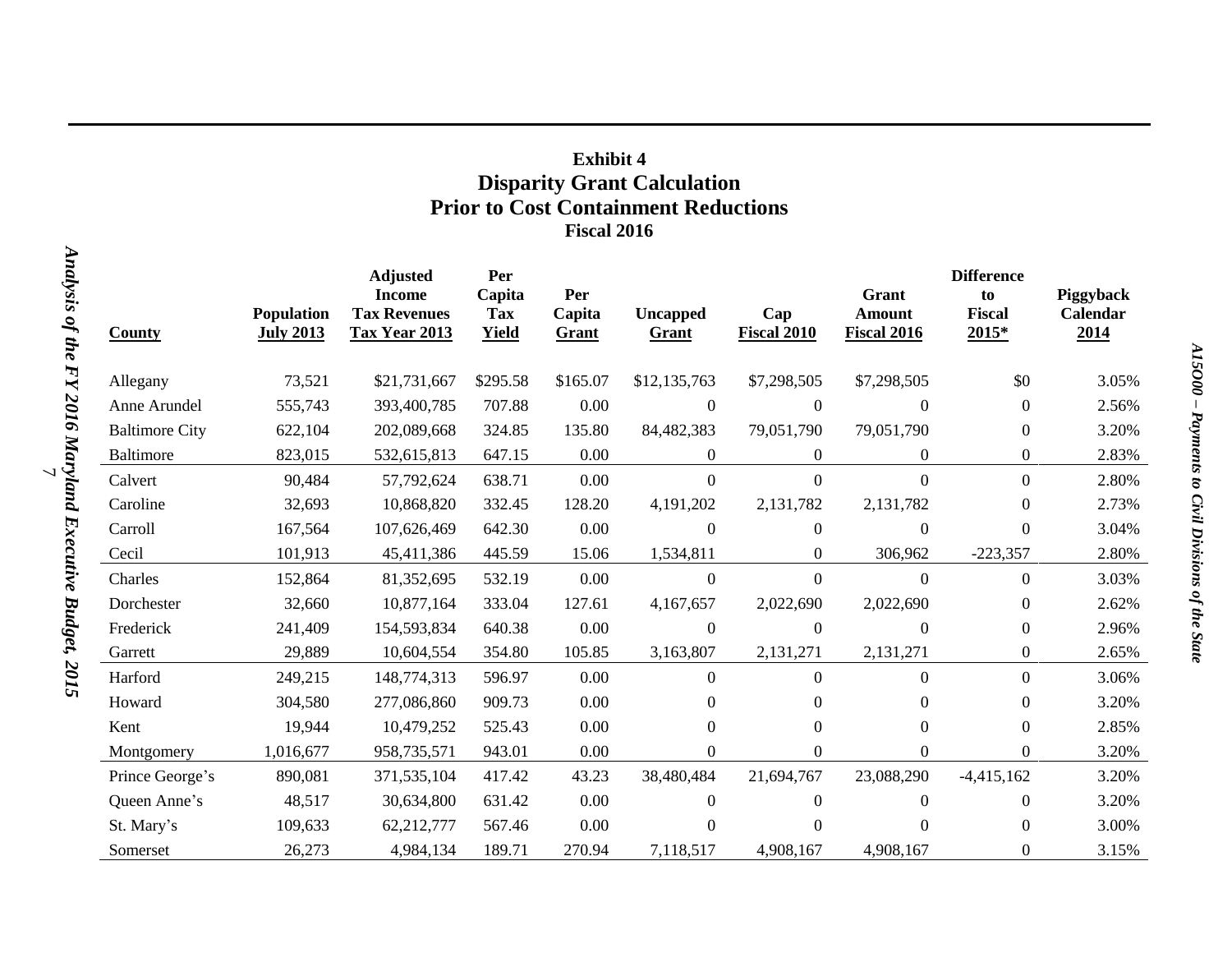## Exhibit 4
## Disparity Grant Calculation
## Prior to Cost Containment Reductions
### Fiscal 2016

| County | Population July 2013 | Adjusted Income Tax Revenues Tax Year 2013 | Per Capita Tax Yield | Per Capita Grant | Uncapped Grant | Cap Fiscal 2010 | Grant Amount Fiscal 2016 | Difference to Fiscal 2015* | Piggyback Calendar 2014 |
|---|---|---|---|---|---|---|---|---|---|
| Allegany | 73,521 | $21,731,667 | $295.58 | $165.07 | $12,135,763 | $7,298,505 | $7,298,505 | $0 | 3.05% |
| Anne Arundel | 555,743 | 393,400,785 | 707.88 | 0.00 | 0 | 0 | 0 | 0 | 2.56% |
| Baltimore City | 622,104 | 202,089,668 | 324.85 | 135.80 | 84,482,383 | 79,051,790 | 79,051,790 | 0 | 3.20% |
| Baltimore | 823,015 | 532,615,813 | 647.15 | 0.00 | 0 | 0 | 0 | 0 | 2.83% |
| Calvert | 90,484 | 57,792,624 | 638.71 | 0.00 | 0 | 0 | 0 | 0 | 2.80% |
| Caroline | 32,693 | 10,868,820 | 332.45 | 128.20 | 4,191,202 | 2,131,782 | 2,131,782 | 0 | 2.73% |
| Carroll | 167,564 | 107,626,469 | 642.30 | 0.00 | 0 | 0 | 0 | 0 | 3.04% |
| Cecil | 101,913 | 45,411,386 | 445.59 | 15.06 | 1,534,811 | 0 | 306,962 | -223,357 | 2.80% |
| Charles | 152,864 | 81,352,695 | 532.19 | 0.00 | 0 | 0 | 0 | 0 | 3.03% |
| Dorchester | 32,660 | 10,877,164 | 333.04 | 127.61 | 4,167,657 | 2,022,690 | 2,022,690 | 0 | 2.62% |
| Frederick | 241,409 | 154,593,834 | 640.38 | 0.00 | 0 | 0 | 0 | 0 | 2.96% |
| Garrett | 29,889 | 10,604,554 | 354.80 | 105.85 | 3,163,807 | 2,131,271 | 2,131,271 | 0 | 2.65% |
| Harford | 249,215 | 148,774,313 | 596.97 | 0.00 | 0 | 0 | 0 | 0 | 3.06% |
| Howard | 304,580 | 277,086,860 | 909.73 | 0.00 | 0 | 0 | 0 | 0 | 3.20% |
| Kent | 19,944 | 10,479,252 | 525.43 | 0.00 | 0 | 0 | 0 | 0 | 2.85% |
| Montgomery | 1,016,677 | 958,735,571 | 943.01 | 0.00 | 0 | 0 | 0 | 0 | 3.20% |
| Prince George's | 890,081 | 371,535,104 | 417.42 | 43.23 | 38,480,484 | 21,694,767 | 23,088,290 | -4,415,162 | 3.20% |
| Queen Anne's | 48,517 | 30,634,800 | 631.42 | 0.00 | 0 | 0 | 0 | 0 | 3.20% |
| St. Mary's | 109,633 | 62,212,777 | 567.46 | 0.00 | 0 | 0 | 0 | 0 | 3.00% |
| Somerset | 26,273 | 4,984,134 | 189.71 | 270.94 | 7,118,517 | 4,908,167 | 4,908,167 | 0 | 3.15% |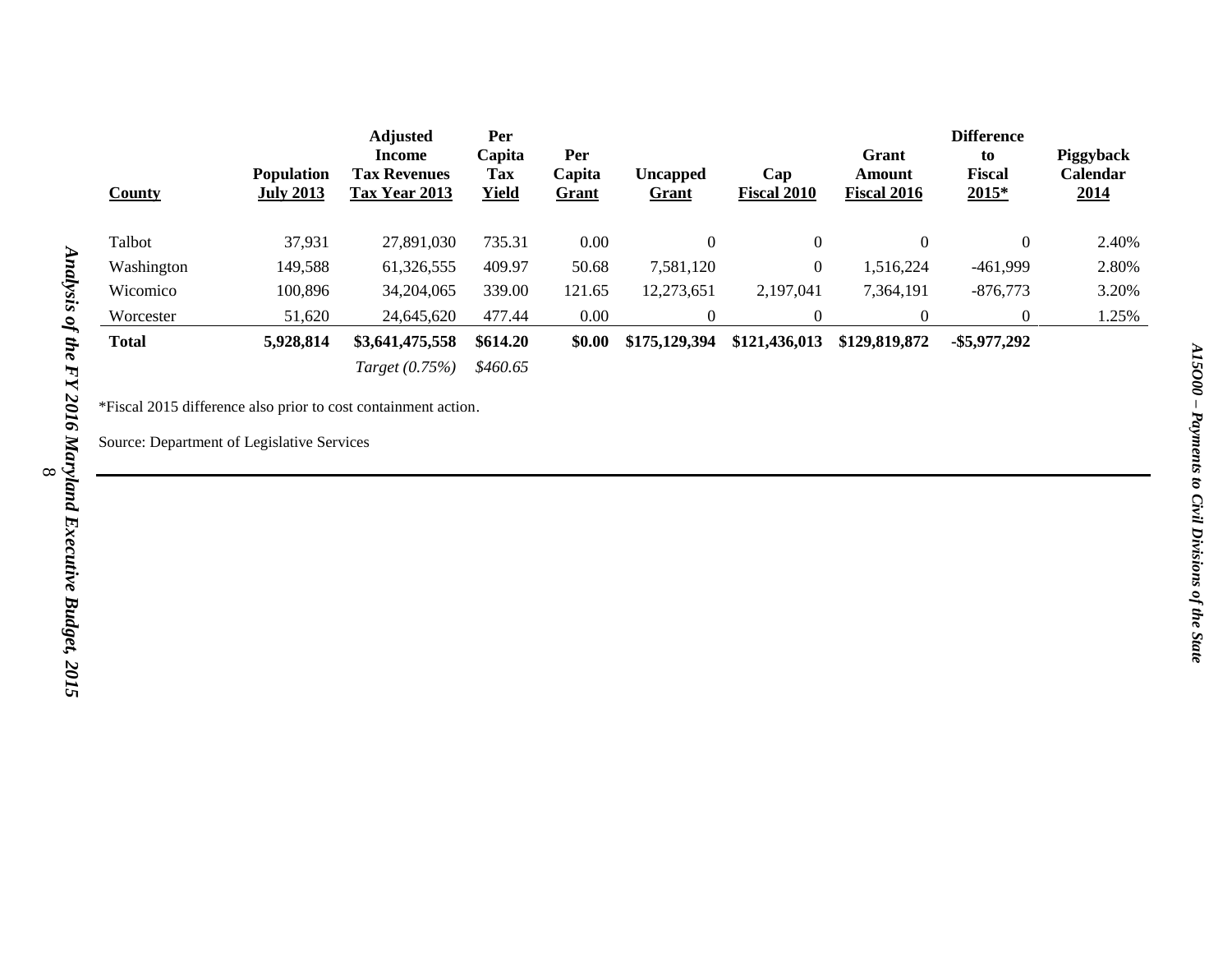| County | Population July 2013 | Adjusted Income Tax Revenues Tax Year 2013 | Per Capita Tax Yield | Per Capita Grant | Uncapped Grant | Cap Fiscal 2010 | Grant Amount Fiscal 2016 | Difference to Fiscal 2015* | Piggyback Calendar 2014 |
|---|---|---|---|---|---|---|---|---|---|
| Talbot | 37,931 | 27,891,030 | 735.31 | 0.00 | 0 | 0 | 0 | 0 | 2.40% |
| Washington | 149,588 | 61,326,555 | 409.97 | 50.68 | 7,581,120 | 0 | 1,516,224 | -461,999 | 2.80% |
| Wicomico | 100,896 | 34,204,065 | 339.00 | 121.65 | 12,273,651 | 2,197,041 | 7,364,191 | -876,773 | 3.20% |
| Worcester | 51,620 | 24,645,620 | 477.44 | 0.00 | 0 | 0 | 0 | 0 | 1.25% |
| **Total** | **5,928,814** | **$3,641,475,558** | **$614.20** | **$0.00** | **$175,129,394** | **$121,436,013** | **$129,819,872** | **-$5,977,292** | |
| | | *Target (0.75%)* | *$460.65* | | | | | | |

*Fiscal 2015 difference also prior to cost containment action.

Source: Department of Legislative Services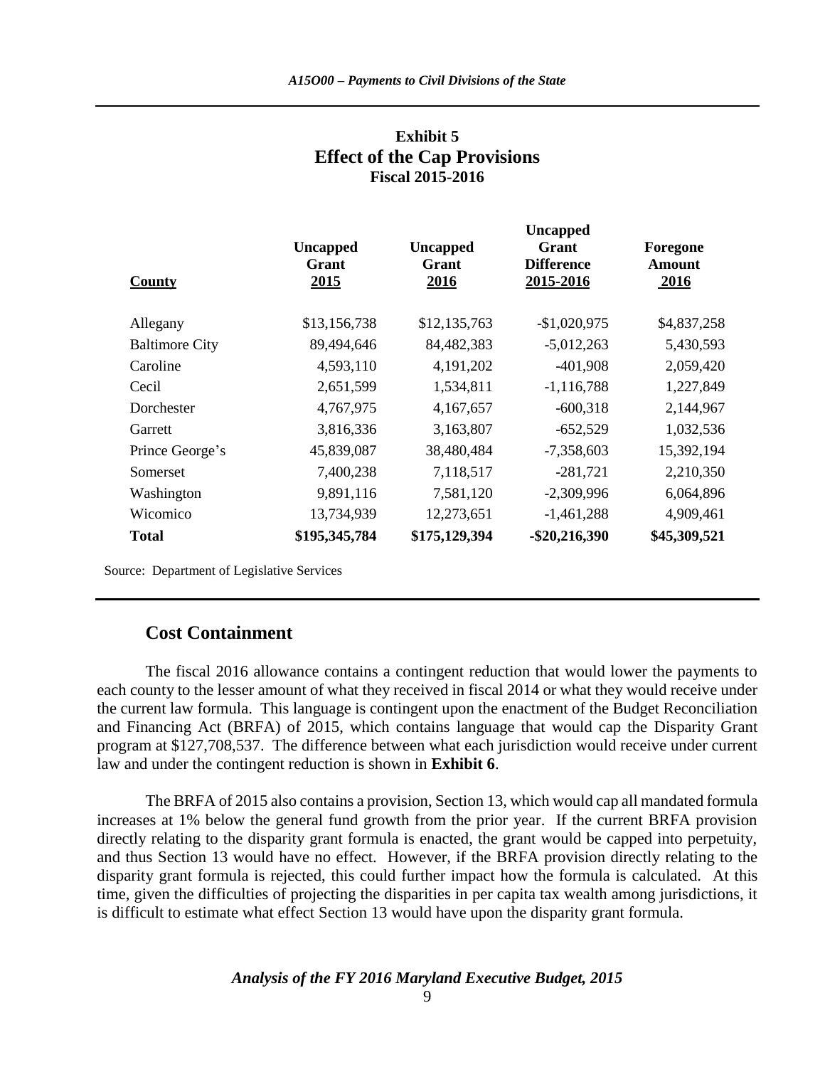**Exhibit 5**
**Effect of the Cap Provisions**
**Fiscal 2015-2016**

| County | Uncapped Grant 2015 | Uncapped Grant 2016 | Uncapped Grant Difference 2015-2016 | Foregone Amount 2016 |
|---|---|---|---|---|
| Allegany | $13,156,738 | $12,135,763 | -$1,020,975 | $4,837,258 |
| Baltimore City | 89,494,646 | 84,482,383 | -5,012,263 | 5,430,593 |
| Caroline | 4,593,110 | 4,191,202 | -401,908 | 2,059,420 |
| Cecil | 2,651,599 | 1,534,811 | -1,116,788 | 1,227,849 |
| Dorchester | 4,767,975 | 4,167,657 | -600,318 | 2,144,967 |
| Garrett | 3,816,336 | 3,163,807 | -652,529 | 1,032,536 |
| Prince George's | 45,839,087 | 38,480,484 | -7,358,603 | 15,392,194 |
| Somerset | 7,400,238 | 7,118,517 | -281,721 | 2,210,350 |
| Washington | 9,891,116 | 7,581,120 | -2,309,996 | 6,064,896 |
| Wicomico | 13,734,939 | 12,273,651 | -1,461,288 | 4,909,461 |
| **Total** | **$195,345,784** | **$175,129,394** | **-$20,216,390** | **$45,309,521** |

Source: Department of Legislative Services

## Cost Containment

The fiscal 2016 allowance contains a contingent reduction that would lower the payments to each county to the lesser amount of what they received in fiscal 2014 or what they would receive under the current law formula. This language is contingent upon the enactment of the Budget Reconciliation and Financing Act (BRFA) of 2015, which contains language that would cap the Disparity Grant program at $127,708,537. The difference between what each jurisdiction would receive under current law and under the contingent reduction is shown in **Exhibit 6**.

The BRFA of 2015 also contains a provision, Section 13, which would cap all mandated formula increases at 1% below the general fund growth from the prior year. If the current BRFA provision directly relating to the disparity grant formula is enacted, the grant would be capped into perpetuity, and thus Section 13 would have no effect. However, if the BRFA provision directly relating to the disparity grant formula is rejected, this could further impact how the formula is calculated. At this time, given the difficulties of projecting the disparities in per capita tax wealth among jurisdictions, it is difficult to estimate what effect Section 13 would have upon the disparity grant formula.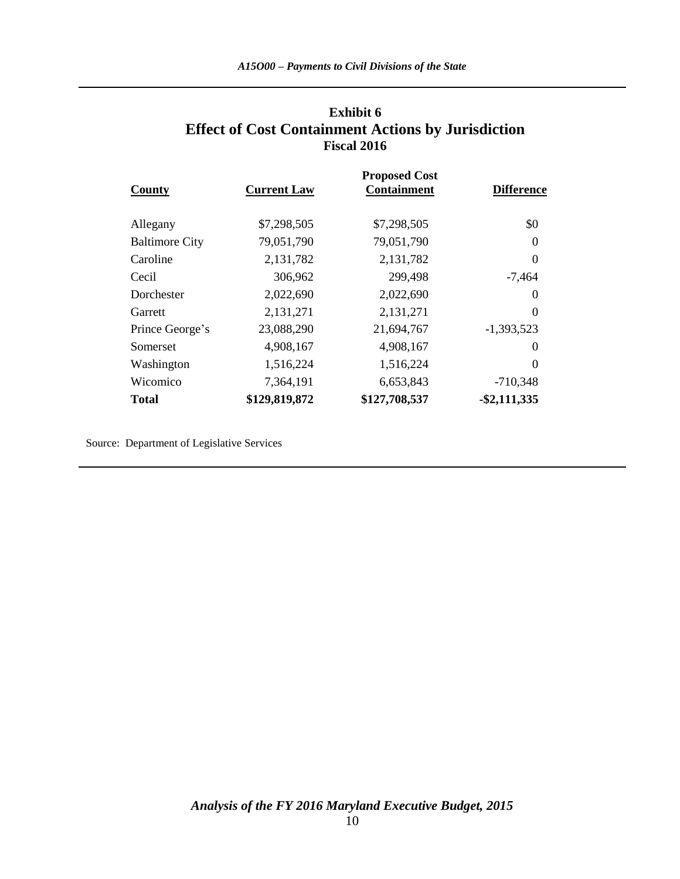**Exhibit 6**
**Effect of Cost Containment Actions by Jurisdiction**
**Fiscal 2016**

| County | Current Law | Proposed Cost Containment | Difference |
|---|---|---|---|
| Allegany | $7,298,505 | $7,298,505 | $0 |
| Baltimore City | 79,051,790 | 79,051,790 | 0 |
| Caroline | 2,131,782 | 2,131,782 | 0 |
| Cecil | 306,962 | 299,498 | -7,464 |
| Dorchester | 2,022,690 | 2,022,690 | 0 |
| Garrett | 2,131,271 | 2,131,271 | 0 |
| Prince George's | 23,088,290 | 21,694,767 | -1,393,523 |
| Somerset | 4,908,167 | 4,908,167 | 0 |
| Washington | 1,516,224 | 1,516,224 | 0 |
| Wicomico | 7,364,191 | 6,653,843 | -710,348 |
| **Total** | **$129,819,872** | **$127,708,537** | **-$2,111,335** |

Source: Department of Legislative Services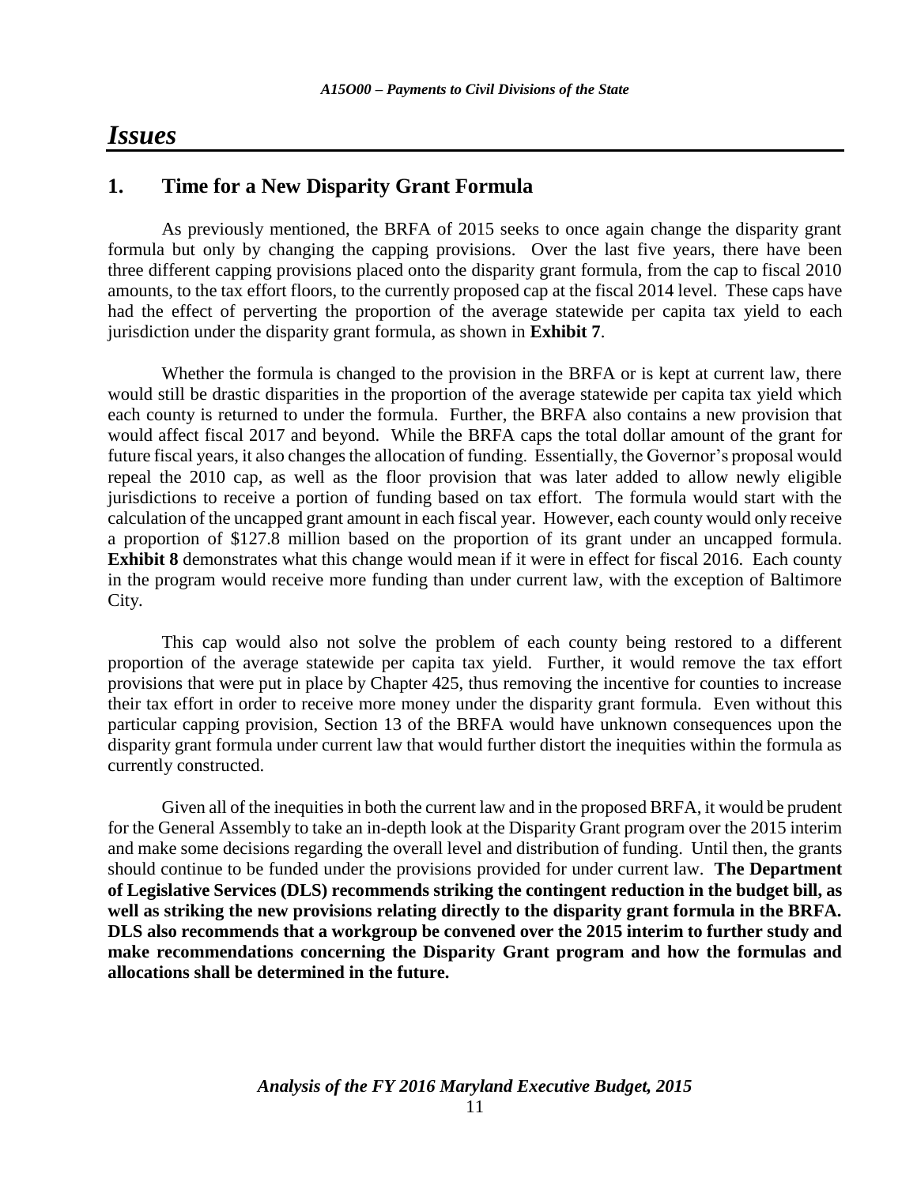# *Issues*

## 1. Time for a New Disparity Grant Formula

As previously mentioned, the BRFA of 2015 seeks to once again change the disparity grant formula but only by changing the capping provisions. Over the last five years, there have been three different capping provisions placed onto the disparity grant formula, from the cap to fiscal 2010 amounts, to the tax effort floors, to the currently proposed cap at the fiscal 2014 level. These caps have had the effect of perverting the proportion of the average statewide per capita tax yield to each jurisdiction under the disparity grant formula, as shown in **Exhibit 7**.

Whether the formula is changed to the provision in the BRFA or is kept at current law, there would still be drastic disparities in the proportion of the average statewide per capita tax yield which each county is returned to under the formula. Further, the BRFA also contains a new provision that would affect fiscal 2017 and beyond. While the BRFA caps the total dollar amount of the grant for future fiscal years, it also changes the allocation of funding. Essentially, the Governor's proposal would repeal the 2010 cap, as well as the floor provision that was later added to allow newly eligible jurisdictions to receive a portion of funding based on tax effort. The formula would start with the calculation of the uncapped grant amount in each fiscal year. However, each county would only receive a proportion of $127.8 million based on the proportion of its grant under an uncapped formula. **Exhibit 8** demonstrates what this change would mean if it were in effect for fiscal 2016. Each county in the program would receive more funding than under current law, with the exception of Baltimore City.

This cap would also not solve the problem of each county being restored to a different proportion of the average statewide per capita tax yield. Further, it would remove the tax effort provisions that were put in place by Chapter 425, thus removing the incentive for counties to increase their tax effort in order to receive more money under the disparity grant formula. Even without this particular capping provision, Section 13 of the BRFA would have unknown consequences upon the disparity grant formula under current law that would further distort the inequities within the formula as currently constructed.

Given all of the inequities in both the current law and in the proposed BRFA, it would be prudent for the General Assembly to take an in-depth look at the Disparity Grant program over the 2015 interim and make some decisions regarding the overall level and distribution of funding. Until then, the grants should continue to be funded under the provisions provided for under current law. **The Department of Legislative Services (DLS) recommends striking the contingent reduction in the budget bill, as well as striking the new provisions relating directly to the disparity grant formula in the BRFA. DLS also recommends that a workgroup be convened over the 2015 interim to further study and make recommendations concerning the Disparity Grant program and how the formulas and allocations shall be determined in the future.**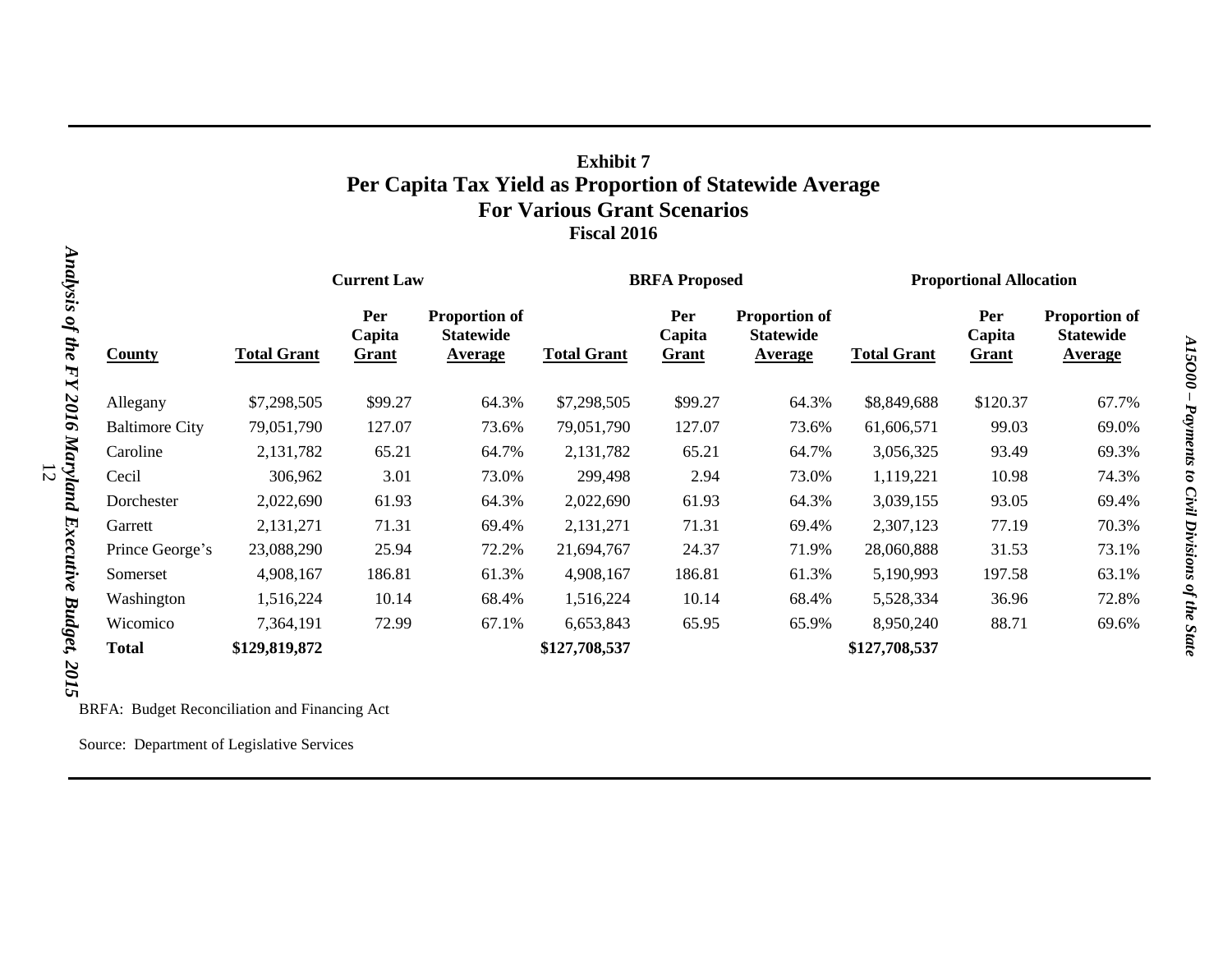**Exhibit 7**
**Per Capita Tax Yield as Proportion of Statewide Average**
**For Various Grant Scenarios**
**Fiscal 2016**

| | Current Law | | | BRFA Proposed | | | Proportional Allocation | | |
|---|---|---|---|---|---|---|---|---|---|
| **County** | **Total Grant** | **Per Capita Grant** | **Proportion of Statewide Average** | **Total Grant** | **Per Capita Grant** | **Proportion of Statewide Average** | **Total Grant** | **Per Capita Grant** | **Proportion of Statewide Average** |
| Allegany | $7,298,505 | $99.27 | 64.3% | $7,298,505 | $99.27 | 64.3% | $8,849,688 | $120.37 | 67.7% |
| Baltimore City | 79,051,790 | 127.07 | 73.6% | 79,051,790 | 127.07 | 73.6% | 61,606,571 | 99.03 | 69.0% |
| Caroline | 2,131,782 | 65.21 | 64.7% | 2,131,782 | 65.21 | 64.7% | 3,056,325 | 93.49 | 69.3% |
| Cecil | 306,962 | 3.01 | 73.0% | 299,498 | 2.94 | 73.0% | 1,119,221 | 10.98 | 74.3% |
| Dorchester | 2,022,690 | 61.93 | 64.3% | 2,022,690 | 61.93 | 64.3% | 3,039,155 | 93.05 | 69.4% |
| Garrett | 2,131,271 | 71.31 | 69.4% | 2,131,271 | 71.31 | 69.4% | 2,307,123 | 77.19 | 70.3% |
| Prince George's | 23,088,290 | 25.94 | 72.2% | 21,694,767 | 24.37 | 71.9% | 28,060,888 | 31.53 | 73.1% |
| Somerset | 4,908,167 | 186.81 | 61.3% | 4,908,167 | 186.81 | 61.3% | 5,190,993 | 197.58 | 63.1% |
| Washington | 1,516,224 | 10.14 | 68.4% | 1,516,224 | 10.14 | 68.4% | 5,528,334 | 36.96 | 72.8% |
| Wicomico | 7,364,191 | 72.99 | 67.1% | 6,653,843 | 65.95 | 65.9% | 8,950,240 | 88.71 | 69.6% |
| **Total** | **$129,819,872** | | | **$127,708,537** | | | **$127,708,537** | | |

BRFA: Budget Reconciliation and Financing Act

Source: Department of Legislative Services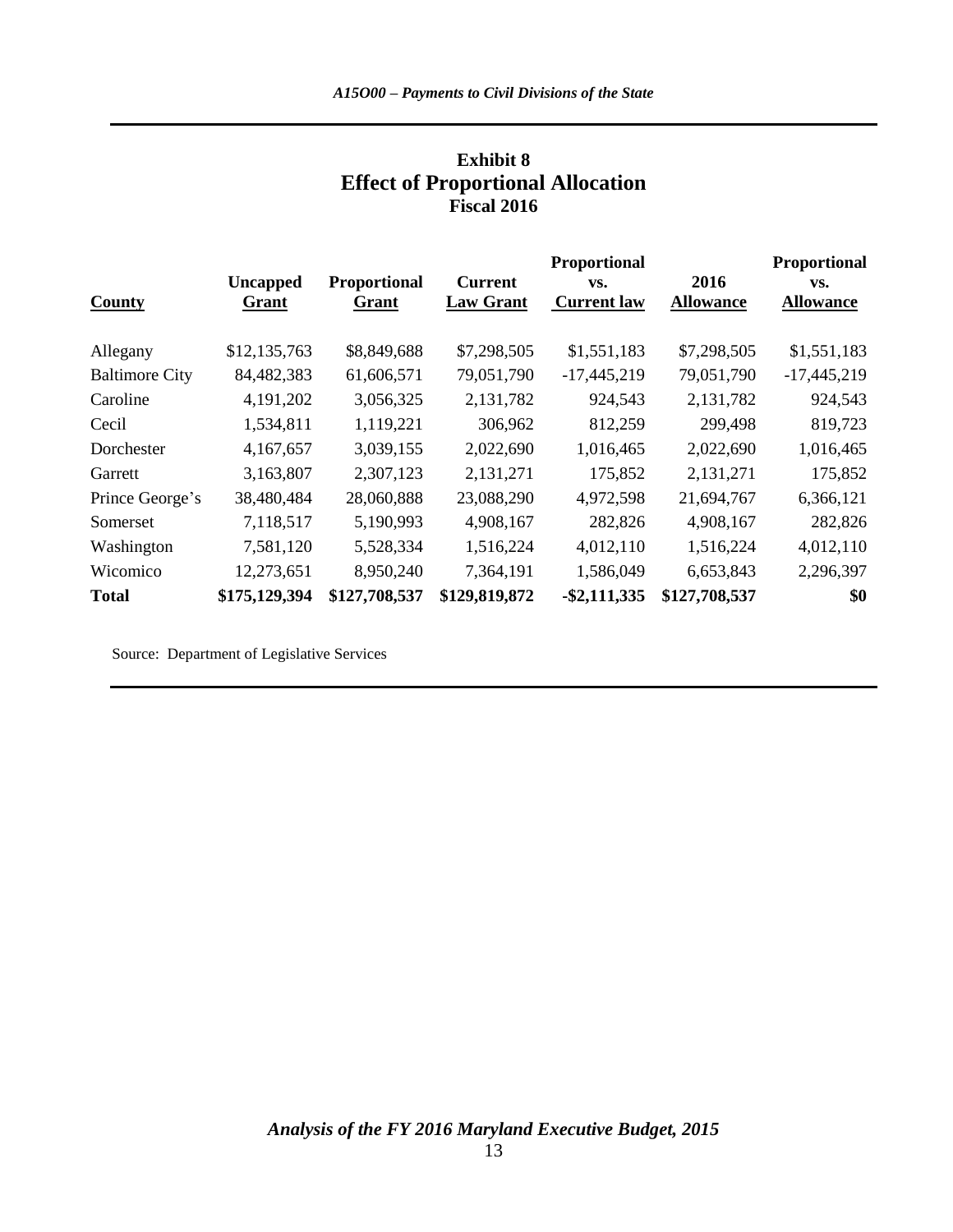## Exhibit 8
## Effect of Proportional Allocation
### Fiscal 2016

| County | Uncapped Grant | Proportional Grant | Current Law Grant | Proportional vs. Current law | 2016 Allowance | Proportional vs. Allowance |
|---|---|---|---|---|---|---|
| Allegany | $12,135,763 | $8,849,688 | $7,298,505 | $1,551,183 | $7,298,505 | $1,551,183 |
| Baltimore City | 84,482,383 | 61,606,571 | 79,051,790 | -17,445,219 | 79,051,790 | -17,445,219 |
| Caroline | 4,191,202 | 3,056,325 | 2,131,782 | 924,543 | 2,131,782 | 924,543 |
| Cecil | 1,534,811 | 1,119,221 | 306,962 | 812,259 | 299,498 | 819,723 |
| Dorchester | 4,167,657 | 3,039,155 | 2,022,690 | 1,016,465 | 2,022,690 | 1,016,465 |
| Garrett | 3,163,807 | 2,307,123 | 2,131,271 | 175,852 | 2,131,271 | 175,852 |
| Prince George's | 38,480,484 | 28,060,888 | 23,088,290 | 4,972,598 | 21,694,767 | 6,366,121 |
| Somerset | 7,118,517 | 5,190,993 | 4,908,167 | 282,826 | 4,908,167 | 282,826 |
| Washington | 7,581,120 | 5,528,334 | 1,516,224 | 4,012,110 | 1,516,224 | 4,012,110 |
| Wicomico | 12,273,651 | 8,950,240 | 7,364,191 | 1,586,049 | 6,653,843 | 2,296,397 |
| **Total** | **$175,129,394** | **$127,708,537** | **$129,819,872** | **-$2,111,335** | **$127,708,537** | **$0** |

Source: Department of Legislative Services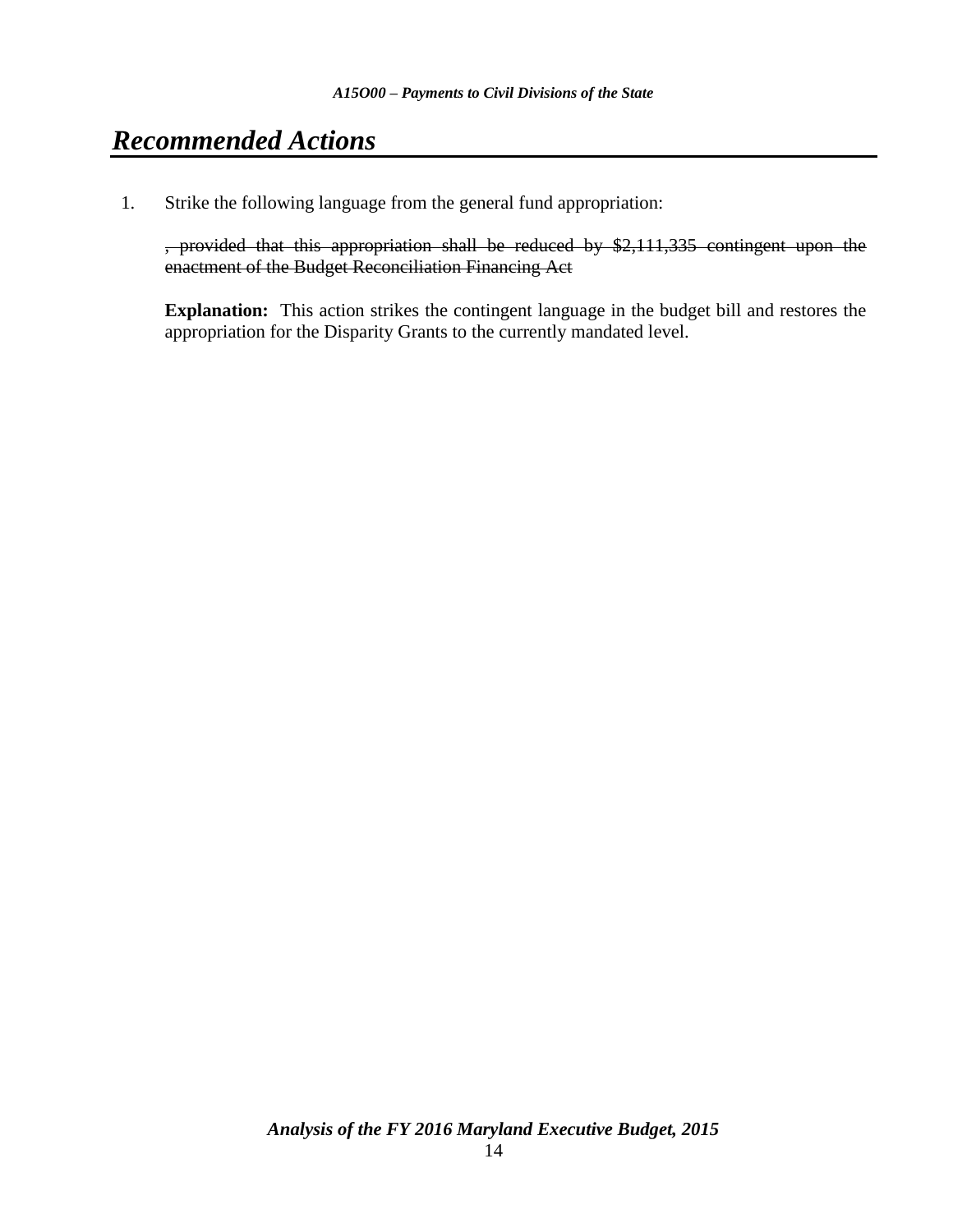# *Recommended Actions*

1. Strike the following language from the general fund appropriation:

   ~~, provided that this appropriation shall be reduced by $2,111,335 contingent upon the enactment of the Budget Reconciliation Financing Act~~

   **Explanation:** This action strikes the contingent language in the budget bill and restores the appropriation for the Disparity Grants to the currently mandated level.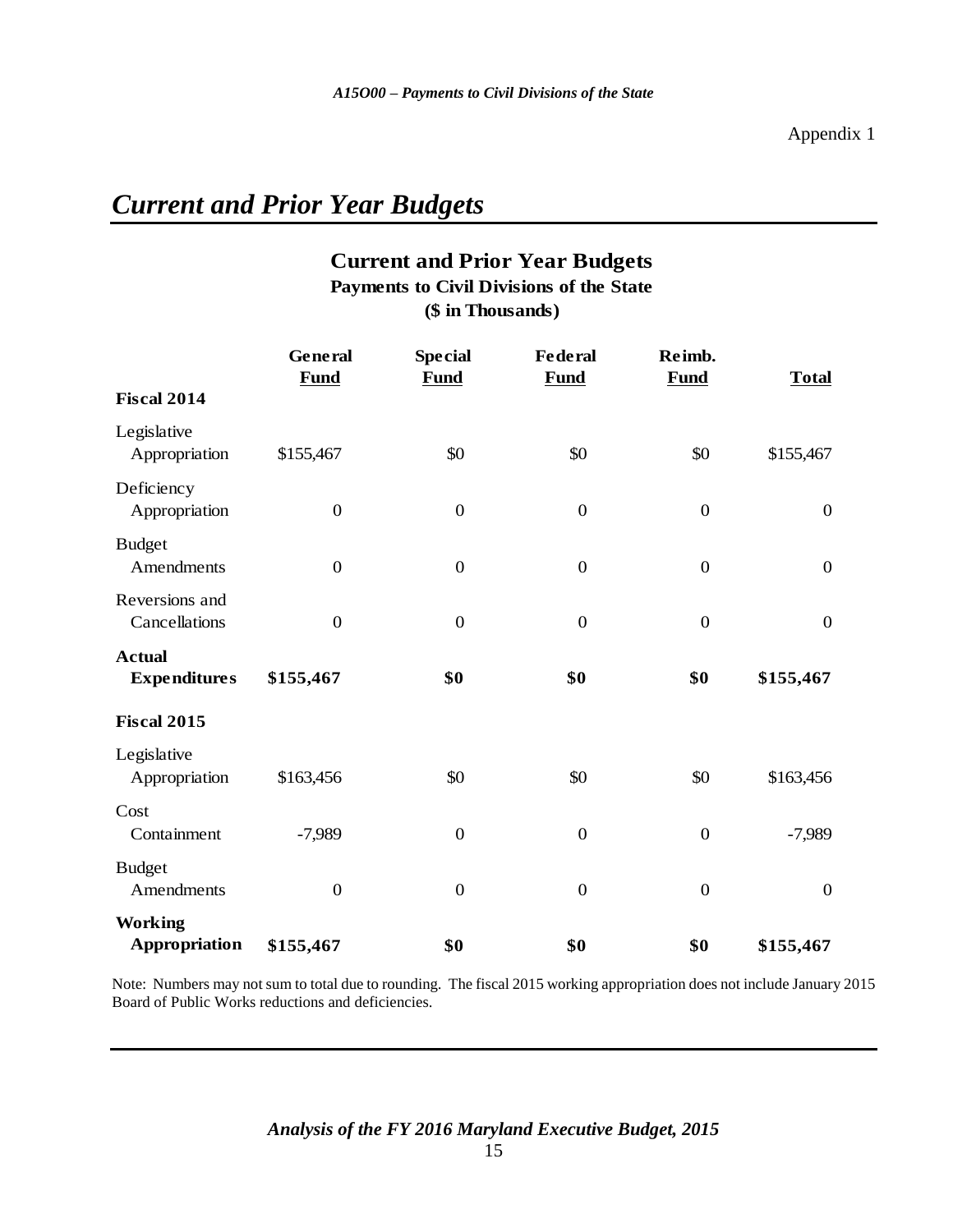Appendix 1

# *Current and Prior Year Budgets*

## Current and Prior Year Budgets

### Payments to Civil Divisions of the State

### ($ in Thousands)

| | General Fund | Special Fund | Federal Fund | Reimb. Fund | Total |
|---|---|---|---|---|---|
| **Fiscal 2014** | | | | | |
| Legislative Appropriation | $155,467 | $0 | $0 | $0 | $155,467 |
| Deficiency Appropriation | 0 | 0 | 0 | 0 | 0 |
| Budget Amendments | 0 | 0 | 0 | 0 | 0 |
| Reversions and Cancellations | 0 | 0 | 0 | 0 | 0 |
| **Actual Expenditures** | **$155,467** | **$0** | **$0** | **$0** | **$155,467** |
| **Fiscal 2015** | | | | | |
| Legislative Appropriation | $163,456 | $0 | $0 | $0 | $163,456 |
| Cost Containment | -7,989 | 0 | 0 | 0 | -7,989 |
| Budget Amendments | 0 | 0 | 0 | 0 | 0 |
| **Working Appropriation** | **$155,467** | **$0** | **$0** | **$0** | **$155,467** |

Note: Numbers may not sum to total due to rounding. The fiscal 2015 working appropriation does not include January 2015 Board of Public Works reductions and deficiencies.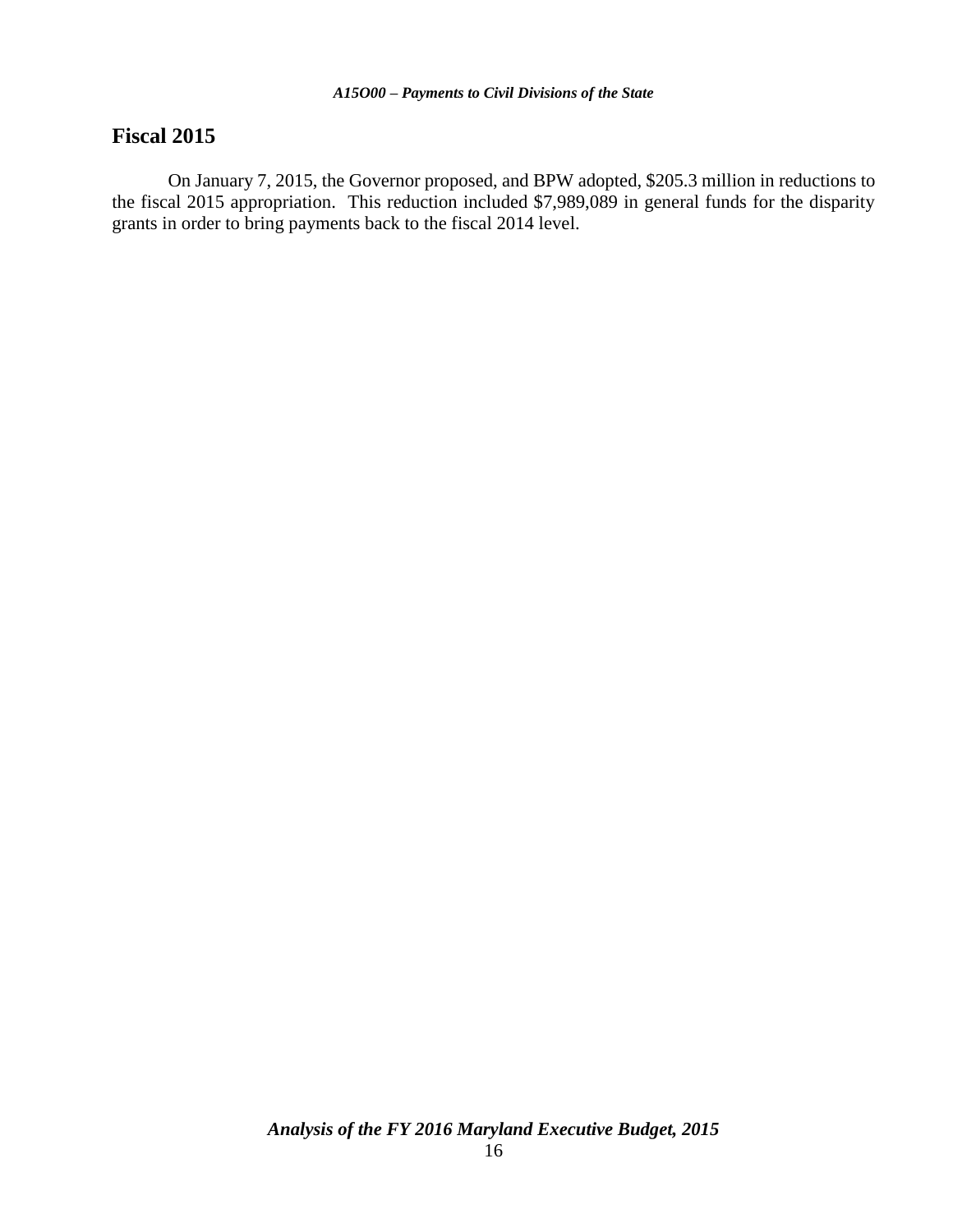## Fiscal 2015

On January 7, 2015, the Governor proposed, and BPW adopted, $205.3 million in reductions to the fiscal 2015 appropriation. This reduction included $7,989,089 in general funds for the disparity grants in order to bring payments back to the fiscal 2014 level.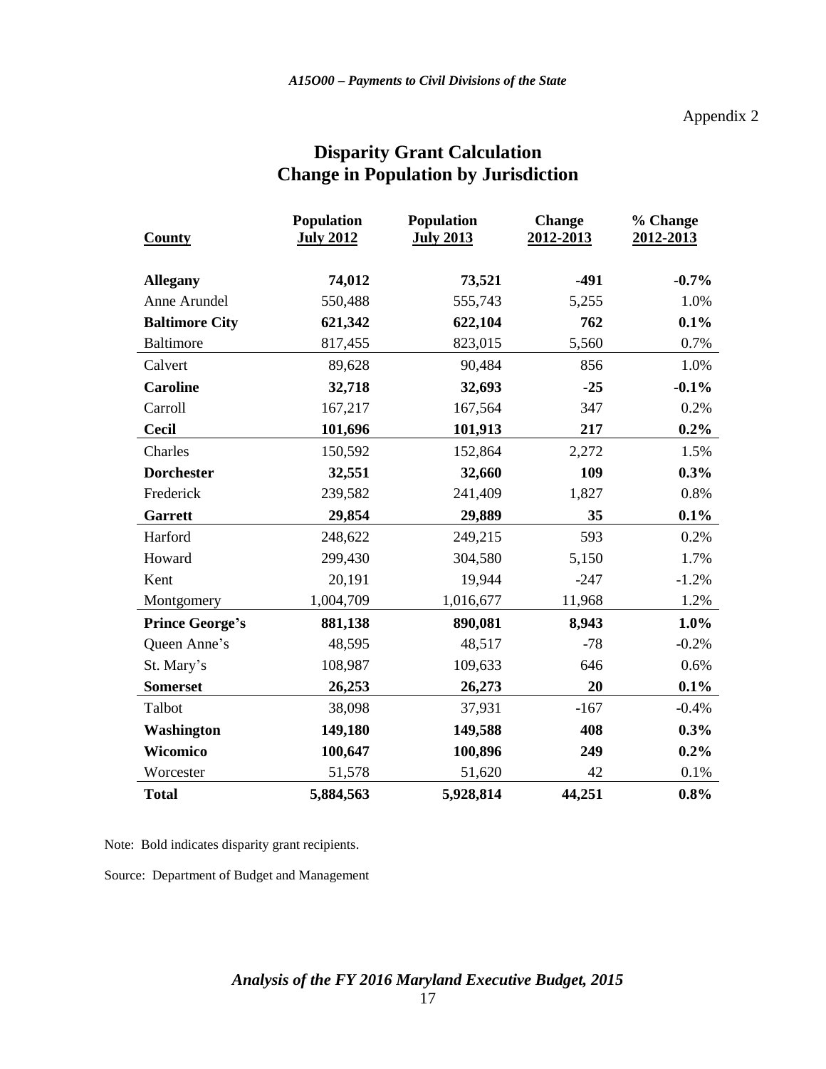Appendix 2

# Disparity Grant Calculation
## Change in Population by Jurisdiction

| County | Population July 2012 | Population July 2013 | Change 2012-2013 | % Change 2012-2013 |
|---|---|---|---|---|
| **Allegany** | **74,012** | **73,521** | **-491** | **-0.7%** |
| Anne Arundel | 550,488 | 555,743 | 5,255 | 1.0% |
| **Baltimore City** | **621,342** | **622,104** | **762** | **0.1%** |
| Baltimore | 817,455 | 823,015 | 5,560 | 0.7% |
| Calvert | 89,628 | 90,484 | 856 | 1.0% |
| **Caroline** | **32,718** | **32,693** | **-25** | **-0.1%** |
| Carroll | 167,217 | 167,564 | 347 | 0.2% |
| **Cecil** | **101,696** | **101,913** | **217** | **0.2%** |
| Charles | 150,592 | 152,864 | 2,272 | 1.5% |
| **Dorchester** | **32,551** | **32,660** | **109** | **0.3%** |
| Frederick | 239,582 | 241,409 | 1,827 | 0.8% |
| **Garrett** | **29,854** | **29,889** | **35** | **0.1%** |
| Harford | 248,622 | 249,215 | 593 | 0.2% |
| Howard | 299,430 | 304,580 | 5,150 | 1.7% |
| Kent | 20,191 | 19,944 | -247 | -1.2% |
| Montgomery | 1,004,709 | 1,016,677 | 11,968 | 1.2% |
| **Prince George's** | **881,138** | **890,081** | **8,943** | **1.0%** |
| Queen Anne's | 48,595 | 48,517 | -78 | -0.2% |
| St. Mary's | 108,987 | 109,633 | 646 | 0.6% |
| **Somerset** | **26,253** | **26,273** | **20** | **0.1%** |
| Talbot | 38,098 | 37,931 | -167 | -0.4% |
| **Washington** | **149,180** | **149,588** | **408** | **0.3%** |
| **Wicomico** | **100,647** | **100,896** | **249** | **0.2%** |
| Worcester | 51,578 | 51,620 | 42 | 0.1% |
| **Total** | **5,884,563** | **5,928,814** | **44,251** | **0.8%** |

Note: Bold indicates disparity grant recipients.

Source: Department of Budget and Management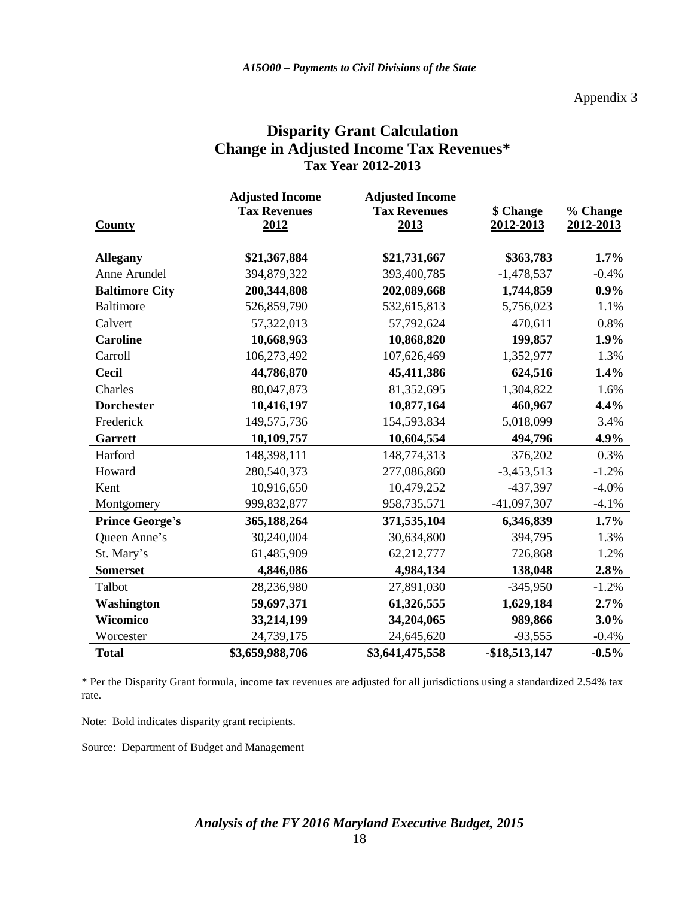Appendix 3

## Disparity Grant Calculation
## Change in Adjusted Income Tax Revenues*
### Tax Year 2012-2013

| County | Adjusted Income Tax Revenues 2012 | Adjusted Income Tax Revenues 2013 | $ Change 2012-2013 | % Change 2012-2013 |
|---|---|---|---|---|
| **Allegany** | **$21,367,884** | **$21,731,667** | **$363,783** | **1.7%** |
| Anne Arundel | 394,879,322 | 393,400,785 | -1,478,537 | -0.4% |
| **Baltimore City** | **200,344,808** | **202,089,668** | **1,744,859** | **0.9%** |
| Baltimore | 526,859,790 | 532,615,813 | 5,756,023 | 1.1% |
| Calvert | 57,322,013 | 57,792,624 | 470,611 | 0.8% |
| **Caroline** | **10,668,963** | **10,868,820** | **199,857** | **1.9%** |
| Carroll | 106,273,492 | 107,626,469 | 1,352,977 | 1.3% |
| **Cecil** | **44,786,870** | **45,411,386** | **624,516** | **1.4%** |
| Charles | 80,047,873 | 81,352,695 | 1,304,822 | 1.6% |
| **Dorchester** | **10,416,197** | **10,877,164** | **460,967** | **4.4%** |
| Frederick | 149,575,736 | 154,593,834 | 5,018,099 | 3.4% |
| **Garrett** | **10,109,757** | **10,604,554** | **494,796** | **4.9%** |
| Harford | 148,398,111 | 148,774,313 | 376,202 | 0.3% |
| Howard | 280,540,373 | 277,086,860 | -3,453,513 | -1.2% |
| Kent | 10,916,650 | 10,479,252 | -437,397 | -4.0% |
| Montgomery | 999,832,877 | 958,735,571 | -41,097,307 | -4.1% |
| **Prince George's** | **365,188,264** | **371,535,104** | **6,346,839** | **1.7%** |
| Queen Anne's | 30,240,004 | 30,634,800 | 394,795 | 1.3% |
| St. Mary's | 61,485,909 | 62,212,777 | 726,868 | 1.2% |
| **Somerset** | **4,846,086** | **4,984,134** | **138,048** | **2.8%** |
| Talbot | 28,236,980 | 27,891,030 | -345,950 | -1.2% |
| **Washington** | **59,697,371** | **61,326,555** | **1,629,184** | **2.7%** |
| **Wicomico** | **33,214,199** | **34,204,065** | **989,866** | **3.0%** |
| Worcester | 24,739,175 | 24,645,620 | -93,555 | -0.4% |
| **Total** | **$3,659,988,706** | **$3,641,475,558** | **-$18,513,147** | **-0.5%** |

* Per the Disparity Grant formula, income tax revenues are adjusted for all jurisdictions using a standardized 2.54% tax rate.

Note: Bold indicates disparity grant recipients.

Source: Department of Budget and Management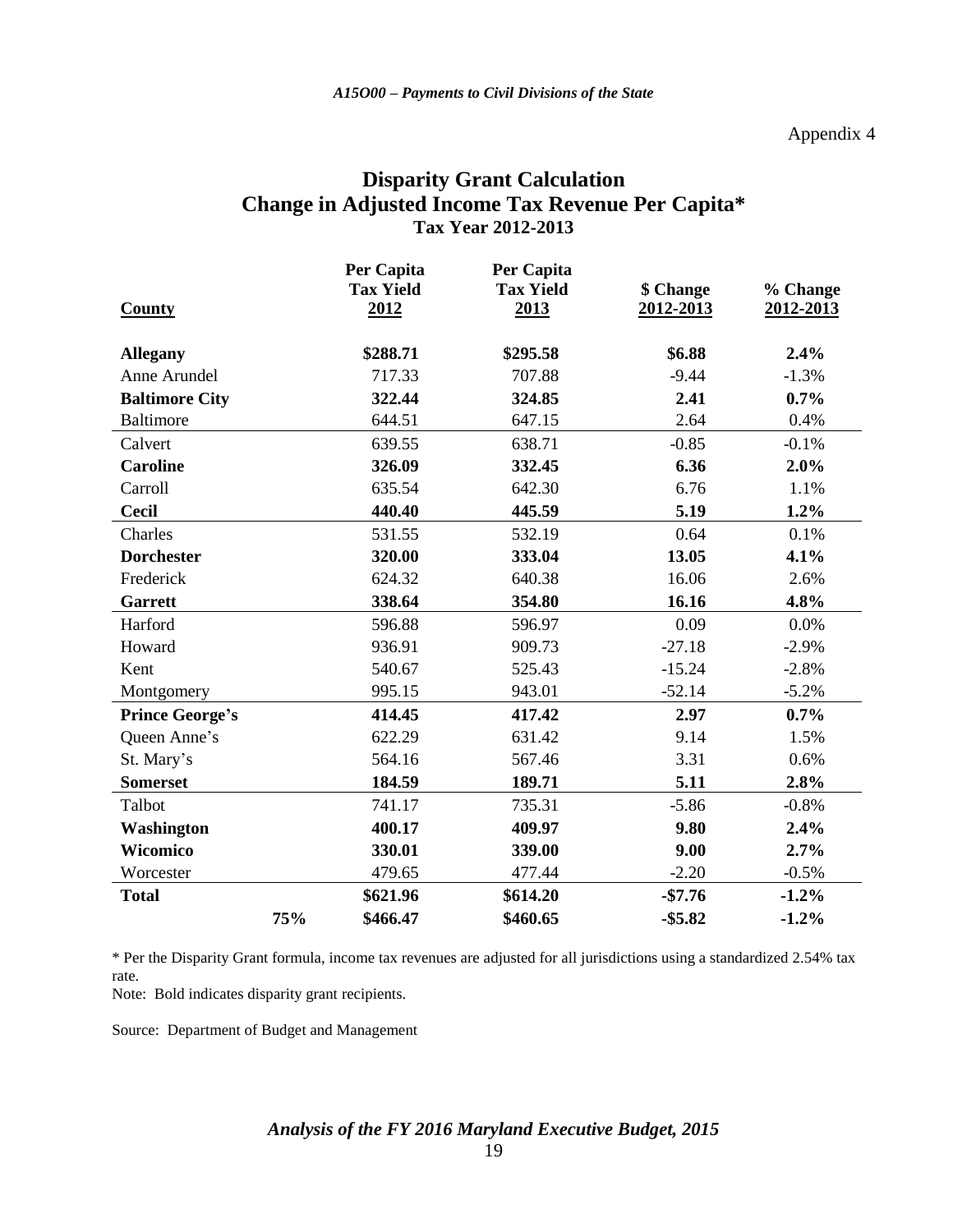Appendix 4

# Disparity Grant Calculation
## Change in Adjusted Income Tax Revenue Per Capita*
### Tax Year 2012-2013

| County | | Per Capita Tax Yield 2012 | Per Capita Tax Yield 2013 | $ Change 2012-2013 | % Change 2012-2013 |
|---|---|---|---|---|---|
| **Allegany** | | **$288.71** | **$295.58** | **$6.88** | **2.4%** |
| Anne Arundel | | 717.33 | 707.88 | -9.44 | -1.3% |
| **Baltimore City** | | **322.44** | **324.85** | **2.41** | **0.7%** |
| Baltimore | | 644.51 | 647.15 | 2.64 | 0.4% |
| Calvert | | 639.55 | 638.71 | -0.85 | -0.1% |
| **Caroline** | | **326.09** | **332.45** | **6.36** | **2.0%** |
| Carroll | | 635.54 | 642.30 | 6.76 | 1.1% |
| **Cecil** | | **440.40** | **445.59** | **5.19** | **1.2%** |
| Charles | | 531.55 | 532.19 | 0.64 | 0.1% |
| **Dorchester** | | **320.00** | **333.04** | **13.05** | **4.1%** |
| Frederick | | 624.32 | 640.38 | 16.06 | 2.6% |
| **Garrett** | | **338.64** | **354.80** | **16.16** | **4.8%** |
| Harford | | 596.88 | 596.97 | 0.09 | 0.0% |
| Howard | | 936.91 | 909.73 | -27.18 | -2.9% |
| Kent | | 540.67 | 525.43 | -15.24 | -2.8% |
| Montgomery | | 995.15 | 943.01 | -52.14 | -5.2% |
| **Prince George's** | | **414.45** | **417.42** | **2.97** | **0.7%** |
| Queen Anne's | | 622.29 | 631.42 | 9.14 | 1.5% |
| St. Mary's | | 564.16 | 567.46 | 3.31 | 0.6% |
| **Somerset** | | **184.59** | **189.71** | **5.11** | **2.8%** |
| Talbot | | 741.17 | 735.31 | -5.86 | -0.8% |
| **Washington** | | **400.17** | **409.97** | **9.80** | **2.4%** |
| **Wicomico** | | **330.01** | **339.00** | **9.00** | **2.7%** |
| Worcester | | 479.65 | 477.44 | -2.20 | -0.5% |
| **Total** | | **$621.96** | **$614.20** | **-$7.76** | **-1.2%** |
| | **75%** | **$466.47** | **$460.65** | **-$5.82** | **-1.2%** |

* Per the Disparity Grant formula, income tax revenues are adjusted for all jurisdictions using a standardized 2.54% tax rate.

Note: Bold indicates disparity grant recipients.

Source: Department of Budget and Management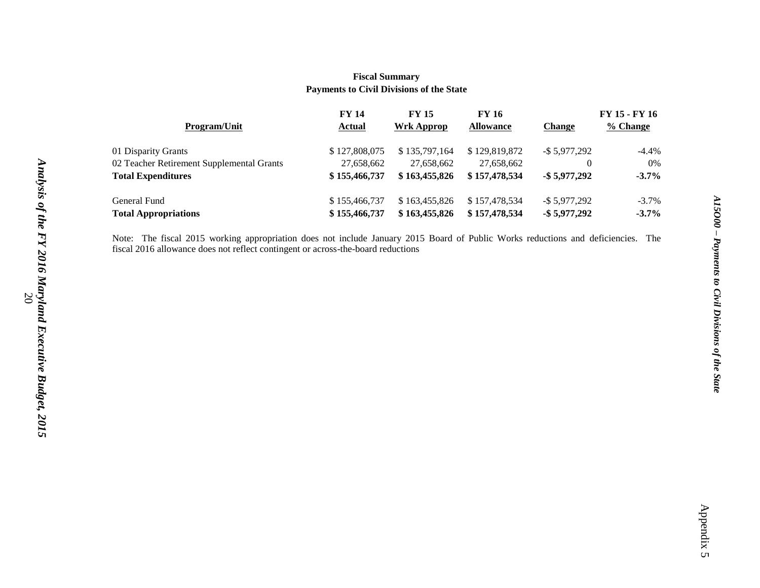**Fiscal Summary**
**Payments to Civil Divisions of the State**

| Program/Unit | FY 14 Actual | FY 15 Wrk Approp | FY 16 Allowance | Change | FY 15 - FY 16 % Change |
|---|---|---|---|---|---|
| 01 Disparity Grants | $ 127,808,075 | $ 135,797,164 | $ 129,819,872 | -$ 5,977,292 | -4.4% |
| 02 Teacher Retirement Supplemental Grants | 27,658,662 | 27,658,662 | 27,658,662 | 0 | 0% |
| **Total Expenditures** | **$ 155,466,737** | **$ 163,455,826** | **$ 157,478,534** | **-$ 5,977,292** | **-3.7%** |
| | | | | | |
| General Fund | $ 155,466,737 | $ 163,455,826 | $ 157,478,534 | -$ 5,977,292 | -3.7% |
| **Total Appropriations** | **$ 155,466,737** | **$ 163,455,826** | **$ 157,478,534** | **-$ 5,977,292** | **-3.7%** |

Note: The fiscal 2015 working appropriation does not include January 2015 Board of Public Works reductions and deficiencies. The fiscal 2016 allowance does not reflect contingent or across-the-board reductions

Appendix 5